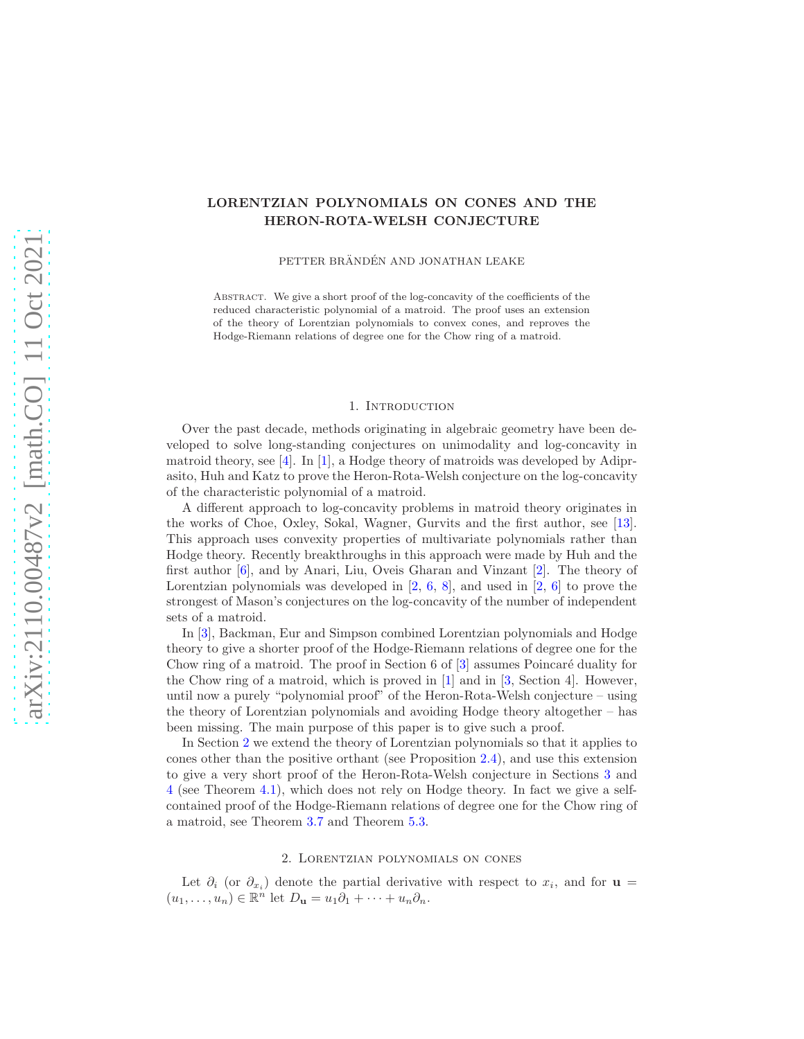# LORENTZIAN POLYNOMIALS ON CONES AND THE HERON-ROTA-WELSH CONJECTURE

PETTER BRÄNDÉN AND JONATHAN LEAKE

Abstract. We give a short proof of the log-concavity of the coefficients of the reduced characteristic polynomial of a matroid. The proof uses an extension of the theory of Lorentzian polynomials to convex cones, and reproves the Hodge-Riemann relations of degree one for the Chow ring of a matroid.

## 1. Introduction

Over the past decade, methods originating in algebraic geometry have been developed to solve long-standing conjectures on unimodality and log-concavity in matroid theory, see [4]. In [1], a Hodge theory of matroids was developed by Adiprasito, Huh and Katz to prove the Heron-Rota-Welsh conjecture on the log-concavity of the characteristic polynomial of a matroid.

A different approach to log-concavity problems in matroid theory originates in the works of Choe, Oxley, Sokal, Wagner, Gurvits and the first author, see [13]. This approach uses convexity properties of multivariate polynomials rather than Hodge theory. Recently breakthroughs in this approach were made by Huh and the first author [6], and by Anari, Liu, Oveis Gharan and Vinzant [2]. The theory of Lorentzian polynomials was developed in [2, 6, 8], and used in [2, 6] to prove the strongest of Mason's conjectures on the log-concavity of the number of independent sets of a matroid.

In [3], Backman, Eur and Simpson combined Lorentzian polynomials and Hodge theory to give a shorter proof of the Hodge-Riemann relations of degree one for the Chow ring of a matroid. The proof in Section 6 of [3] assumes Poincaré duality for the Chow ring of a matroid, which is proved in [1] and in [3, Section 4]. However, until now a purely "polynomial proof" of the Heron-Rota-Welsh conjecture – using the theory of Lorentzian polynomials and avoiding Hodge theory altogether – has been missing. The main purpose of this paper is to give such a proof.

In Section 2 we extend the theory of Lorentzian polynomials so that it applies to cones other than the positive orthant (see Proposition 2.4), and use this extension to give a very short proof of the Heron-Rota-Welsh conjecture in Sections 3 and 4 (see Theorem 4.1), which does not rely on Hodge theory. In fact we give a self-contained proof of the Hodge-Riemann relations of degree one for the Chow ring of a matroid, see Theorem 3.7 and Theorem 5.3.

## 2. Lorentzian polynomials on cones

Let $\partial_i$ (or $\partial_{x_i}$) denote the partial derivative with respect to $x_i$, and for $\mathbf{u} = (u_1, \dots, u_n) \in \mathbb{R}^n$ let $D_{\mathbf{u}} = u_1\partial_1 + \cdots + u_n\partial_n$.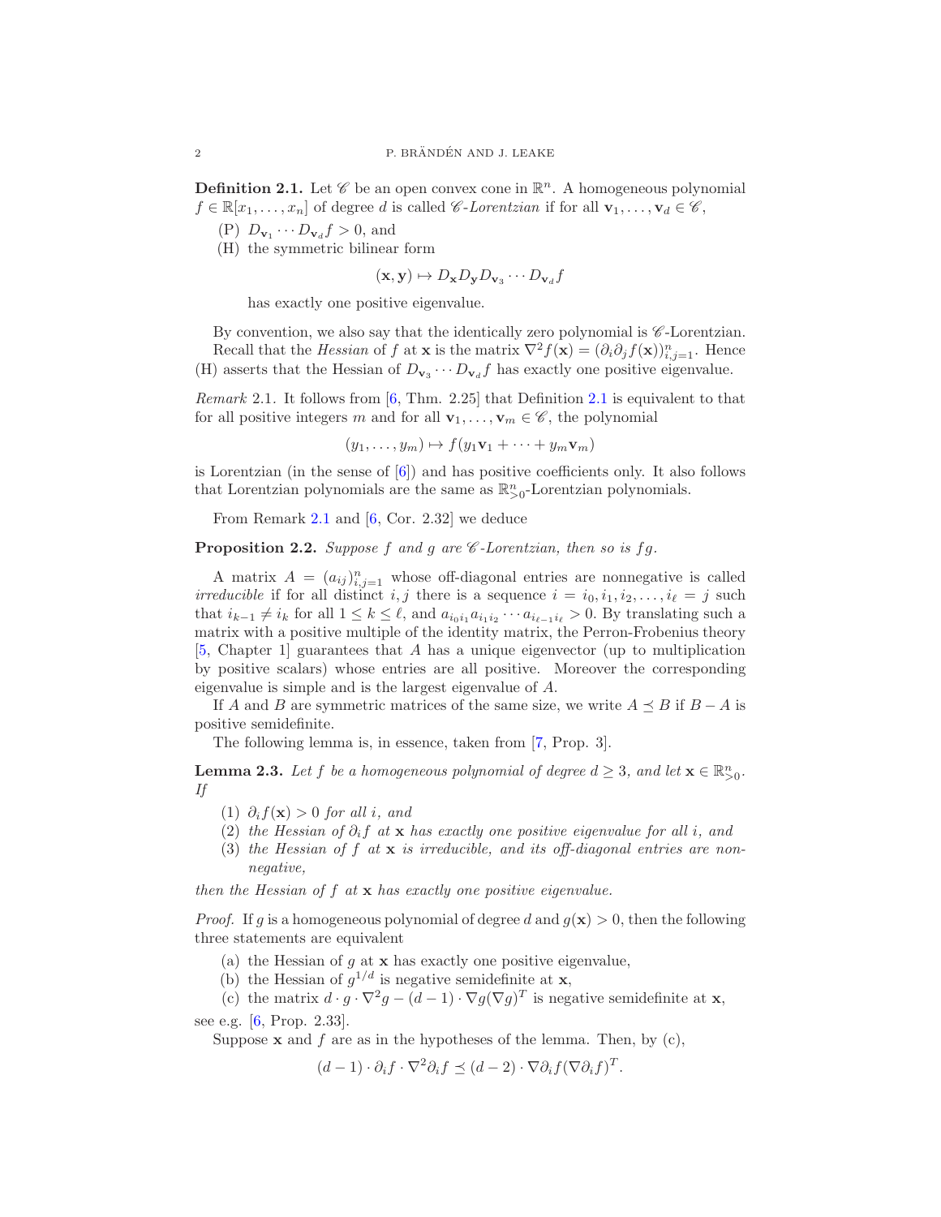**Definition 2.1.** Let $\mathscr{C}$ be an open convex cone in $\mathbb{R}^n$. A homogeneous polynomial $f \in \mathbb{R}[x_1, \ldots, x_n]$ of degree $d$ is called *$\mathscr{C}$-Lorentzian* if for all $\mathbf{v}_1, \ldots, \mathbf{v}_d \in \mathscr{C}$,

(P) $D_{\mathbf{v}_1} \cdots D_{\mathbf{v}_d} f > 0$, and

(H) the symmetric bilinear form

$$(\mathbf{x}, \mathbf{y}) \mapsto D_{\mathbf{x}} D_{\mathbf{y}} D_{\mathbf{v}_3} \cdots D_{\mathbf{v}_d} f$$

has exactly one positive eigenvalue.

By convention, we also say that the identically zero polynomial is $\mathscr{C}$-Lorentzian.

Recall that the *Hessian* of $f$ at $\mathbf{x}$ is the matrix $\nabla^2 f(\mathbf{x}) = (\partial_i \partial_j f(\mathbf{x}))_{i,j=1}^n$. Hence (H) asserts that the Hessian of $D_{\mathbf{v}_3} \cdots D_{\mathbf{v}_d} f$ has exactly one positive eigenvalue.

*Remark* 2.1. It follows from [6, Thm. 2.25] that Definition 2.1 is equivalent to that for all positive integers $m$ and for all $\mathbf{v}_1, \ldots, \mathbf{v}_m \in \mathscr{C}$, the polynomial

$$(y_1, \ldots, y_m) \mapsto f(y_1 \mathbf{v}_1 + \cdots + y_m \mathbf{v}_m)$$

is Lorentzian (in the sense of [6]) and has positive coefficients only. It also follows that Lorentzian polynomials are the same as $\mathbb{R}^n_{>0}$-Lorentzian polynomials.

From Remark 2.1 and [6, Cor. 2.32] we deduce

**Proposition 2.2.** *Suppose $f$ and $g$ are $\mathscr{C}$-Lorentzian, then so is $fg$.*

A matrix $A = (a_{ij})_{i,j=1}^n$ whose off-diagonal entries are nonnegative is called *irreducible* if for all distinct $i, j$ there is a sequence $i = i_0, i_1, i_2, \ldots, i_\ell = j$ such that $i_{k-1} \neq i_k$ for all $1 \leq k \leq \ell$, and $a_{i_0 i_1} a_{i_1 i_2} \cdots a_{i_{\ell-1} i_\ell} > 0$. By translating such a matrix with a positive multiple of the identity matrix, the Perron-Frobenius theory [5, Chapter 1] guarantees that $A$ has a unique eigenvector (up to multiplication by positive scalars) whose entries are all positive. Moreover the corresponding eigenvalue is simple and is the largest eigenvalue of $A$.

If $A$ and $B$ are symmetric matrices of the same size, we write $A \preceq B$ if $B - A$ is positive semidefinite.

The following lemma is, in essence, taken from [7, Prop. 3].

**Lemma 2.3.** *Let $f$ be a homogeneous polynomial of degree $d \geq 3$, and let $\mathbf{x} \in \mathbb{R}^n_{>0}$. If*

1. *$\partial_i f(\mathbf{x}) > 0$ for all $i$, and*
2. *the Hessian of $\partial_i f$ at $\mathbf{x}$ has exactly one positive eigenvalue for all $i$, and*
3. *the Hessian of $f$ at $\mathbf{x}$ is irreducible, and its off-diagonal entries are nonnegative,*

*then the Hessian of $f$ at $\mathbf{x}$ has exactly one positive eigenvalue.*

*Proof.* If $g$ is a homogeneous polynomial of degree $d$ and $g(\mathbf{x}) > 0$, then the following three statements are equivalent

(a) the Hessian of $g$ at $\mathbf{x}$ has exactly one positive eigenvalue,

(b) the Hessian of $g^{1/d}$ is negative semidefinite at $\mathbf{x}$,

(c) the matrix $d \cdot g \cdot \nabla^2 g - (d-1) \cdot \nabla g (\nabla g)^T$ is negative semidefinite at $\mathbf{x}$,

see e.g. [6, Prop. 2.33].

Suppose $\mathbf{x}$ and $f$ are as in the hypotheses of the lemma. Then, by (c),

$$(d-1) \cdot \partial_i f \cdot \nabla^2 \partial_i f \preceq (d-2) \cdot \nabla \partial_i f (\nabla \partial_i f)^T.$$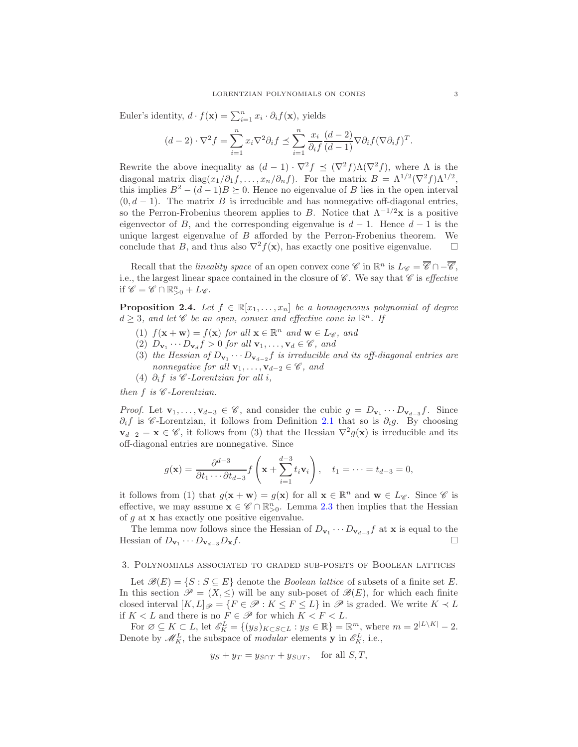Euler's identity, $d \cdot f(\mathbf{x}) = \sum_{i=1}^n x_i \cdot \partial_i f(\mathbf{x})$, yields

$$(d-2) \cdot \nabla^2 f = \sum_{i=1}^n x_i \nabla^2 \partial_i f \preceq \sum_{i=1}^n \frac{x_i}{\partial_i f} \frac{(d-2)}{(d-1)} \nabla \partial_i f (\nabla \partial_i f)^T.$$

Rewrite the above inequality as $(d-1) \cdot \nabla^2 f \preceq (\nabla^2 f) \Lambda (\nabla^2 f)$, where $\Lambda$ is the diagonal matrix $\mathrm{diag}(x_1/\partial_1 f, \ldots, x_n/\partial_n f)$. For the matrix $B = \Lambda^{1/2}(\nabla^2 f)\Lambda^{1/2}$, this implies $B^2 - (d-1)B \succeq 0$. Hence no eigenvalue of $B$ lies in the open interval $(0, d-1)$. The matrix $B$ is irreducible and has nonnegative off-diagonal entries, so the Perron-Frobenius theorem applies to $B$. Notice that $\Lambda^{-1/2}\mathbf{x}$ is a positive eigenvector of $B$, and the corresponding eigenvalue is $d-1$. Hence $d-1$ is the unique largest eigenvalue of $B$ afforded by the Perron-Frobenius theorem. We conclude that $B$, and thus also $\nabla^2 f(\mathbf{x})$, has exactly one positive eigenvalue. □

Recall that the *lineality space* of an open convex cone $\mathscr{C}$ in $\mathbb{R}^n$ is $L_{\mathscr{C}} = \overline{\mathscr{C}} \cap -\overline{\mathscr{C}}$, i.e., the largest linear space contained in the closure of $\mathscr{C}$. We say that $\mathscr{C}$ is *effective* if $\mathscr{C} = \mathscr{C} \cap \mathbb{R}^n_{>0} + L_{\mathscr{C}}$.

**Proposition 2.4.** *Let $f \in \mathbb{R}[x_1, \ldots, x_n]$ be a homogeneous polynomial of degree $d \geq 3$, and let $\mathscr{C}$ be an open, convex and effective cone in $\mathbb{R}^n$. If*

1. *$f(\mathbf{x} + \mathbf{w}) = f(\mathbf{x})$ for all $\mathbf{x} \in \mathbb{R}^n$ and $\mathbf{w} \in L_{\mathscr{C}}$, and*
2. *$D_{\mathbf{v}_1} \cdots D_{\mathbf{v}_d} f > 0$ for all $\mathbf{v}_1, \ldots, \mathbf{v}_d \in \mathscr{C}$, and*
3. *the Hessian of $D_{\mathbf{v}_1} \cdots D_{\mathbf{v}_{d-2}} f$ is irreducible and its off-diagonal entries are nonnegative for all $\mathbf{v}_1, \ldots, \mathbf{v}_{d-2} \in \mathscr{C}$, and*
4. *$\partial_i f$ is $\mathscr{C}$-Lorentzian for all $i$,*

*then $f$ is $\mathscr{C}$-Lorentzian.*

*Proof.* Let $\mathbf{v}_1, \ldots, \mathbf{v}_{d-3} \in \mathscr{C}$, and consider the cubic $g = D_{\mathbf{v}_1} \cdots D_{\mathbf{v}_{d-3}} f$. Since $\partial_i f$ is $\mathscr{C}$-Lorentzian, it follows from Definition 2.1 that so is $\partial_i g$. By choosing $\mathbf{v}_{d-2} = \mathbf{x} \in \mathscr{C}$, it follows from (3) that the Hessian $\nabla^2 g(\mathbf{x})$ is irreducible and its off-diagonal entries are nonnegative. Since

$$g(\mathbf{x}) = \frac{\partial^{d-3}}{\partial t_1 \cdots \partial t_{d-3}} f\left(\mathbf{x} + \sum_{i=1}^{d-3} t_i \mathbf{v}_i\right), \quad t_1 = \cdots = t_{d-3} = 0,$$

it follows from (1) that $g(\mathbf{x} + \mathbf{w}) = g(\mathbf{x})$ for all $\mathbf{x} \in \mathbb{R}^n$ and $\mathbf{w} \in L_{\mathscr{C}}$. Since $\mathscr{C}$ is effective, we may assume $\mathbf{x} \in \mathscr{C} \cap \mathbb{R}^n_{>0}$. Lemma 2.3 then implies that the Hessian of $g$ at $\mathbf{x}$ has exactly one positive eigenvalue.

The lemma now follows since the Hessian of $D_{\mathbf{v}_1} \cdots D_{\mathbf{v}_{d-3}} f$ at $\mathbf{x}$ is equal to the Hessian of $D_{\mathbf{v}_1} \cdots D_{\mathbf{v}_{d-3}} D_{\mathbf{x}} f$. □

## 3. Polynomials associated to graded sub-posets of Boolean lattices

Let $\mathscr{B}(E) = \{S : S \subseteq E\}$ denote the *Boolean lattice* of subsets of a finite set $E$. In this section $\mathscr{P} = (X, \leq)$ will be any sub-poset of $\mathscr{B}(E)$, for which each finite closed interval $[K, L]_{\mathscr{P}} = \{F \in \mathscr{P} : K \leq F \leq L\}$ in $\mathscr{P}$ is graded. We write $K \prec L$ if $K < L$ and there is no $F \in \mathscr{P}$ for which $K < F < L$.

For $\varnothing \subseteq K \subset L$, let $\mathscr{E}_K^L = \{(y_S)_{K \subset S \subset L} : y_S \in \mathbb{R}\} = \mathbb{R}^m$, where $m = 2^{|L \setminus K|} - 2$. Denote by $\mathscr{M}_K^L$, the subspace of *modular* elements $\mathbf{y}$ in $\mathscr{E}_K^L$, i.e.,

$$y_S + y_T = y_{S \cap T} + y_{S \cup T}, \quad \text{for all } S, T,$$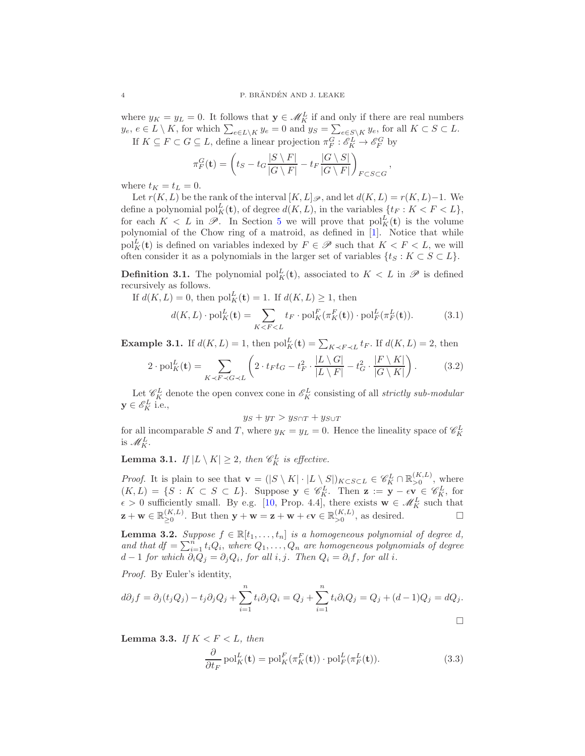where $y_K = y_L = 0$. It follows that $\mathbf{y} \in \mathscr{M}_K^L$ if and only if there are real numbers $y_e$, $e \in L \setminus K$, for which $\sum_{e \in L \setminus K} y_e = 0$ and $y_S = \sum_{e \in S \setminus K} y_e$, for all $K \subset S \subset L$.

If $K \subseteq F \subset G \subseteq L$, define a linear projection $\pi_F^G : \mathscr{E}_K^L \to \mathscr{E}_F^G$ by

$$\pi_F^G(\mathbf{t}) = \left( t_S - t_G \frac{|S \setminus F|}{|G \setminus F|} - t_F \frac{|G \setminus S|}{|G \setminus F|} \right)_{F \subset S \subset G},$$

where $t_K = t_L = 0$.

Let $r(K, L)$ be the rank of the interval $[K, L]_{\mathscr{P}}$, and let $d(K, L) = r(K, L) - 1$. We define a polynomial $\mathrm{pol}_K^L(\mathbf{t})$, of degree $d(K, L)$, in the variables $\{t_F : K < F < L\}$, for each $K < L$ in $\mathscr{P}$. In Section 5 we will prove that $\mathrm{pol}_K^L(\mathbf{t})$ is the volume polynomial of the Chow ring of a matroid, as defined in [1]. Notice that while $\mathrm{pol}_K^L(\mathbf{t})$ is defined on variables indexed by $F \in \mathscr{P}$ such that $K < F < L$, we will often consider it as a polynomials in the larger set of variables $\{t_S : K \subset S \subset L\}$.

**Definition 3.1.** The polynomial $\mathrm{pol}_K^L(\mathbf{t})$, associated to $K < L$ in $\mathscr{P}$ is defined recursively as follows.

If $d(K, L) = 0$, then $\mathrm{pol}_K^L(\mathbf{t}) = 1$. If $d(K, L) \geq 1$, then

$$d(K, L) \cdot \mathrm{pol}_K^L(\mathbf{t}) = \sum_{K < F < L} t_F \cdot \mathrm{pol}_K^F(\pi_K^F(\mathbf{t})) \cdot \mathrm{pol}_F^L(\pi_F^L(\mathbf{t})). \tag{3.1}$$

**Example 3.1.** If $d(K, L) = 1$, then $\mathrm{pol}_K^L(\mathbf{t}) = \sum_{K \prec F \prec L} t_F$. If $d(K, L) = 2$, then

$$2 \cdot \mathrm{pol}_K^L(\mathbf{t}) = \sum_{K \prec F \prec G \prec L} \left( 2 \cdot t_F t_G - t_F^2 \cdot \frac{|L \setminus G|}{|L \setminus F|} - t_G^2 \cdot \frac{|F \setminus K|}{|G \setminus K|} \right). \tag{3.2}$$

Let $\mathscr{C}_K^L$ denote the open convex cone in $\mathscr{E}_K^L$ consisting of all *strictly sub-modular* $\mathbf{y} \in \mathscr{E}_K^L$ i.e.,

$$y_S + y_T > y_{S \cap T} + y_{S \cup T}$$

for all incomparable $S$ and $T$, where $y_K = y_L = 0$. Hence the lineality space of $\mathscr{C}_K^L$ is $\mathscr{M}_K^L$.

**Lemma 3.1.** *If $|L \setminus K| \geq 2$, then $\mathscr{C}_K^L$ is effective.*

*Proof.* It is plain to see that $\mathbf{v} = (|S \setminus K| \cdot |L \setminus S|)_{K \subset S \subset L} \in \mathscr{C}_K^L \cap \mathbb{R}_{>0}^{(K,L)}$, where $(K, L) = \{S : K \subset S \subset L\}$. Suppose $\mathbf{y} \in \mathscr{C}_K^L$. Then $\mathbf{z} := \mathbf{y} - \epsilon \mathbf{v} \in \mathscr{C}_K^L$, for $\epsilon > 0$ sufficiently small. By e.g. [10, Prop. 4.4], there exists $\mathbf{w} \in \mathscr{M}_K^L$ such that $\mathbf{z} + \mathbf{w} \in \mathbb{R}_{\geq 0}^{(K,L)}$. But then $\mathbf{y} + \mathbf{w} = \mathbf{z} + \mathbf{w} + \epsilon \mathbf{v} \in \mathbb{R}_{>0}^{(K,L)}$, as desired. $\square$

**Lemma 3.2.** *Suppose $f \in \mathbb{R}[t_1, \ldots, t_n]$ is a homogeneous polynomial of degree $d$, and that $df = \sum_{i=1}^n t_i Q_i$, where $Q_1, \ldots, Q_n$ are homogeneous polynomials of degree $d - 1$ for which $\partial_i Q_j = \partial_j Q_i$, for all $i, j$. Then $Q_i = \partial_i f$, for all $i$.*

*Proof.* By Euler's identity,

$$d \partial_j f = \partial_j (t_j Q_j) - t_j \partial_j Q_j + \sum_{i=1}^n t_i \partial_j Q_i = Q_j + \sum_{i=1}^n t_i \partial_i Q_j = Q_j + (d-1) Q_j = d Q_j.$$

$\square$

**Lemma 3.3.** *If $K < F < L$, then*

$$\frac{\partial}{\partial t_F} \mathrm{pol}_K^L(\mathbf{t}) = \mathrm{pol}_K^F(\pi_K^F(\mathbf{t})) \cdot \mathrm{pol}_F^L(\pi_F^L(\mathbf{t})). \tag{3.3}$$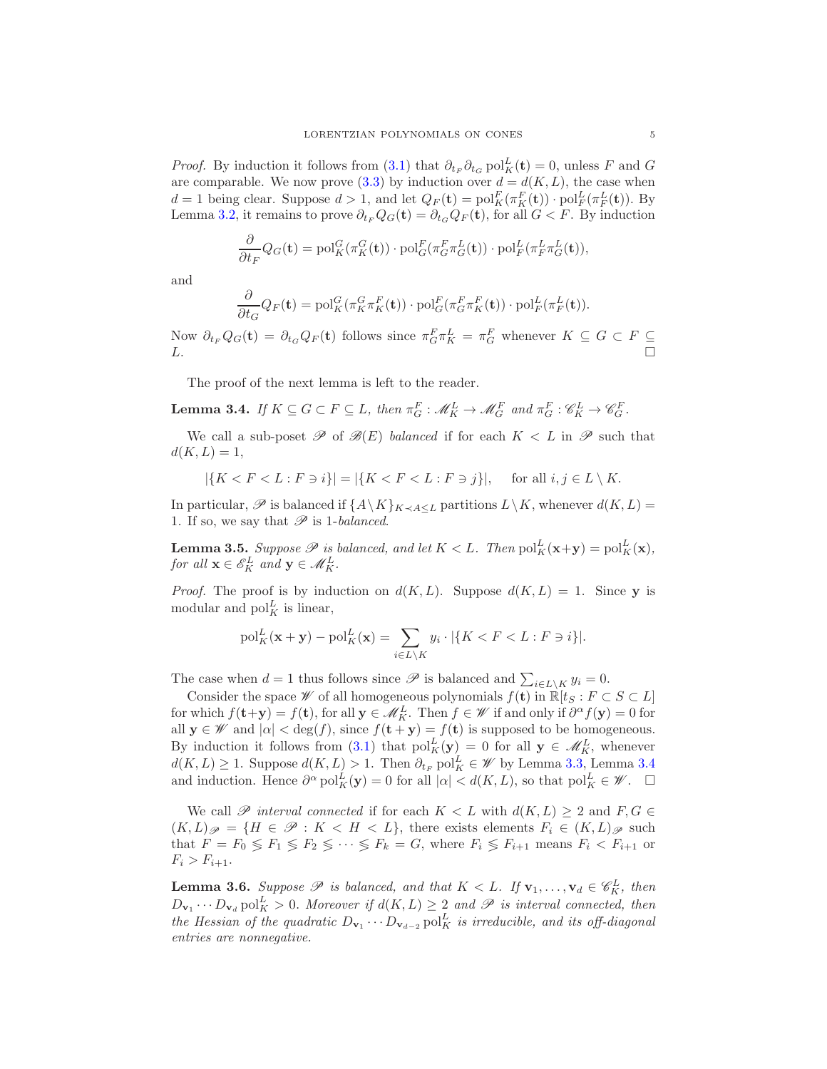*Proof.* By induction it follows from (3.1) that $\partial_{t_F}\partial_{t_G}\operatorname{pol}_K^L(\mathbf{t}) = 0$, unless $F$ and $G$ are comparable. We now prove (3.3) by induction over $d = d(K,L)$, the case when $d = 1$ being clear. Suppose $d > 1$, and let $Q_F(\mathbf{t}) = \operatorname{pol}_K^F(\pi_K^F(\mathbf{t})) \cdot \operatorname{pol}_F^L(\pi_F^L(\mathbf{t}))$. By Lemma 3.2, it remains to prove $\partial_{t_F} Q_G(\mathbf{t}) = \partial_{t_G} Q_F(\mathbf{t})$, for all $G < F$. By induction

$$\frac{\partial}{\partial t_F} Q_G(\mathbf{t}) = \operatorname{pol}_K^G(\pi_K^G(\mathbf{t})) \cdot \operatorname{pol}_G^F(\pi_G^F \pi_G^L(\mathbf{t})) \cdot \operatorname{pol}_F^L(\pi_F^L \pi_G^L(\mathbf{t})),$$

and

$$\frac{\partial}{\partial t_G} Q_F(\mathbf{t}) = \operatorname{pol}_K^G(\pi_K^G \pi_K^F(\mathbf{t})) \cdot \operatorname{pol}_G^F(\pi_G^F \pi_K^F(\mathbf{t})) \cdot \operatorname{pol}_F^L(\pi_F^L(\mathbf{t})).$$

Now $\partial_{t_F} Q_G(\mathbf{t}) = \partial_{t_G} Q_F(\mathbf{t})$ follows since $\pi_G^F \pi_K^L = \pi_G^F$ whenever $K \subseteq G \subset F \subseteq L$. $\square$

The proof of the next lemma is left to the reader.

**Lemma 3.4.** *If $K \subseteq G \subset F \subseteq L$, then $\pi_G^F : \mathscr{M}_K^L \to \mathscr{M}_G^F$ and $\pi_G^F : \mathscr{C}_K^L \to \mathscr{C}_G^F$.*

We call a sub-poset $\mathscr{P}$ of $\mathscr{B}(E)$ *balanced* if for each $K < L$ in $\mathscr{P}$ such that $d(K,L) = 1$,

$$|\{K < F < L : F \ni i\}| = |\{K < F < L : F \ni j\}|, \quad \text{for all } i,j \in L \setminus K.$$

In particular, $\mathscr{P}$ is balanced if $\{A \setminus K\}_{K \prec A \leq L}$ partitions $L \setminus K$, whenever $d(K,L) = 1$. If so, we say that $\mathscr{P}$ is *1-balanced*.

**Lemma 3.5.** *Suppose $\mathscr{P}$ is balanced, and let $K < L$. Then $\operatorname{pol}_K^L(\mathbf{x}+\mathbf{y}) = \operatorname{pol}_K^L(\mathbf{x})$, for all $\mathbf{x} \in \mathscr{E}_K^L$ and $\mathbf{y} \in \mathscr{M}_K^L$.*

*Proof.* The proof is by induction on $d(K,L)$. Suppose $d(K,L) = 1$. Since $\mathbf{y}$ is modular and $\operatorname{pol}_K^L$ is linear,

$$\operatorname{pol}_K^L(\mathbf{x}+\mathbf{y}) - \operatorname{pol}_K^L(\mathbf{x}) = \sum_{i \in L \setminus K} y_i \cdot |\{K < F < L : F \ni i\}|.$$

The case when $d = 1$ thus follows since $\mathscr{P}$ is balanced and $\sum_{i \in L \setminus K} y_i = 0$.

Consider the space $\mathscr{W}$ of all homogeneous polynomials $f(\mathbf{t})$ in $\mathbb{R}[t_S : F \subset S \subset L]$ for which $f(\mathbf{t}+\mathbf{y}) = f(\mathbf{t})$, for all $\mathbf{y} \in \mathscr{M}_K^L$. Then $f \in \mathscr{W}$ if and only if $\partial^\alpha f(\mathbf{y}) = 0$ for all $\mathbf{y} \in \mathscr{W}$ and $|\alpha| < \deg(f)$, since $f(\mathbf{t}+\mathbf{y}) = f(\mathbf{t})$ is supposed to be homogeneous. By induction it follows from (3.1) that $\operatorname{pol}_K^L(\mathbf{y}) = 0$ for all $\mathbf{y} \in \mathscr{M}_K^L$, whenever $d(K,L) \geq 1$. Suppose $d(K,L) > 1$. Then $\partial_{t_F} \operatorname{pol}_K^L \in \mathscr{W}$ by Lemma 3.3, Lemma 3.4 and induction. Hence $\partial^\alpha \operatorname{pol}_K^L(\mathbf{y}) = 0$ for all $|\alpha| < d(K,L)$, so that $\operatorname{pol}_K^L \in \mathscr{W}$. $\square$

We call $\mathscr{P}$ *interval connected* if for each $K < L$ with $d(K,L) \geq 2$ and $F, G \in (K,L)_{\mathscr{P}} = \{H \in \mathscr{P} : K < H < L\}$, there exists elements $F_i \in (K,L)_{\mathscr{P}}$ such that $F = F_0 \lesseqgtr F_1 \lesseqgtr F_2 \lesseqgtr \cdots \lesseqgtr F_k = G$, where $F_i \lesseqgtr F_{i+1}$ means $F_i < F_{i+1}$ or $F_i > F_{i+1}$.

**Lemma 3.6.** *Suppose $\mathscr{P}$ is balanced, and that $K < L$. If $\mathbf{v}_1, \ldots, \mathbf{v}_d \in \mathscr{C}_K^L$, then $D_{\mathbf{v}_1} \cdots D_{\mathbf{v}_d} \operatorname{pol}_K^L > 0$. Moreover if $d(K,L) \geq 2$ and $\mathscr{P}$ is interval connected, then the Hessian of the quadratic $D_{\mathbf{v}_1} \cdots D_{\mathbf{v}_{d-2}} \operatorname{pol}_K^L$ is irreducible, and its off-diagonal entries are nonnegative.*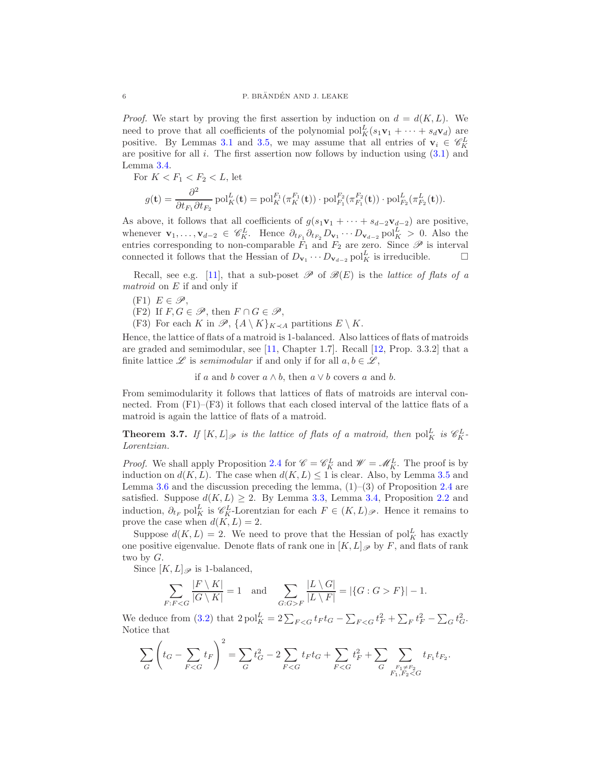*Proof.* We start by proving the first assertion by induction on $d = d(K, L)$. We need to prove that all coefficients of the polynomial $\mathrm{pol}_K^L(s_1\mathbf{v}_1 + \cdots + s_d\mathbf{v}_d)$ are positive. By Lemmas 3.1 and 3.5, we may assume that all entries of $\mathbf{v}_i \in \mathscr{C}_K^L$ are positive for all $i$. The first assertion now follows by induction using (3.1) and Lemma 3.4.

For $K < F_1 < F_2 < L$, let

$$g(\mathbf{t}) = \frac{\partial^2}{\partial t_{F_1} \partial t_{F_2}} \mathrm{pol}_K^L(\mathbf{t}) = \mathrm{pol}_K^{F_1}(\pi_K^{F_1}(\mathbf{t})) \cdot \mathrm{pol}_{F_1}^{F_2}(\pi_{F_1}^{F_2}(\mathbf{t})) \cdot \mathrm{pol}_{F_2}^L(\pi_{F_2}^L(\mathbf{t})).$$

As above, it follows that all coefficients of $g(s_1\mathbf{v}_1 + \cdots + s_{d-2}\mathbf{v}_{d-2})$ are positive, whenever $\mathbf{v}_1, \ldots, \mathbf{v}_{d-2} \in \mathscr{C}_K^L$. Hence $\partial_{t_{F_1}} \partial_{t_{F_2}} D_{\mathbf{v}_1} \cdots D_{\mathbf{v}_{d-2}} \mathrm{pol}_K^L > 0$. Also the entries corresponding to non-comparable $F_1$ and $F_2$ are zero. Since $\mathscr{P}$ is interval connected it follows that the Hessian of $D_{\mathbf{v}_1} \cdots D_{\mathbf{v}_{d-2}} \mathrm{pol}_K^L$ is irreducible. $\square$

Recall, see e.g. [11], that a sub-poset $\mathscr{P}$ of $\mathscr{B}(E)$ is the *lattice of flats of a matroid* on $E$ if and only if

- (F1) $E \in \mathscr{P}$,
- (F2) If $F, G \in \mathscr{P}$, then $F \cap G \in \mathscr{P}$,
- (F3) For each $K$ in $\mathscr{P}$, $\{A \setminus K\}_{K \prec A}$ partitions $E \setminus K$.

Hence, the lattice of flats of a matroid is 1-balanced. Also lattices of flats of matroids are graded and semimodular, see [11, Chapter 1.7]. Recall [12, Prop. 3.3.2] that a finite lattice $\mathscr{L}$ is *semimodular* if and only if for all $a, b \in \mathscr{L}$,

if $a$ and $b$ cover $a \wedge b$, then $a \vee b$ covers $a$ and $b$.

From semimodularity it follows that lattices of flats of matroids are interval connected. From (F1)–(F3) it follows that each closed interval of the lattice flats of a matroid is again the lattice of flats of a matroid.

**Theorem 3.7.** *If $[K, L]_{\mathscr{P}}$ is the lattice of flats of a matroid, then $\mathrm{pol}_K^L$ is $\mathscr{C}_K^L$-Lorentzian.*

*Proof.* We shall apply Proposition 2.4 for $\mathscr{C} = \mathscr{C}_K^L$ and $\mathscr{W} = \mathscr{M}_K^L$. The proof is by induction on $d(K, L)$. The case when $d(K, L) \le 1$ is clear. Also, by Lemma 3.5 and Lemma 3.6 and the discussion preceding the lemma, (1)–(3) of Proposition 2.4 are satisfied. Suppose $d(K, L) \ge 2$. By Lemma 3.3, Lemma 3.4, Proposition 2.2 and induction, $\partial_{t_F} \mathrm{pol}_K^L$ is $\mathscr{C}_K^L$-Lorentzian for each $F \in (K, L)_{\mathscr{P}}$. Hence it remains to prove the case when $d(K, L) = 2$.

Suppose $d(K, L) = 2$. We need to prove that the Hessian of $\mathrm{pol}_K^L$ has exactly one positive eigenvalue. Denote flats of rank one in $[K, L]_{\mathscr{P}}$ by $F$, and flats of rank two by $G$.

Since $[K, L]_{\mathscr{P}}$ is 1-balanced,

$$\sum_{F : F < G} \frac{|F \setminus K|}{|G \setminus K|} = 1 \quad \text{and} \quad \sum_{G : G > F} \frac{|L \setminus G|}{|L \setminus F|} = |\{G : G > F\}| - 1.$$

We deduce from (3.2) that $2\,\mathrm{pol}_K^L = 2\sum_{F<G} t_F t_G - \sum_{F<G} t_F^2 + \sum_F t_F^2 - \sum_G t_G^2$. Notice that

$$\sum_G \left( t_G - \sum_{F<G} t_F \right)^2 = \sum_G t_G^2 - 2\sum_{F<G} t_F t_G + \sum_{F<G} t_F^2 + \sum_G \sum_{\substack{F_1 \neq F_2 \\ F_1, F_2 < G}} t_{F_1} t_{F_2}.$$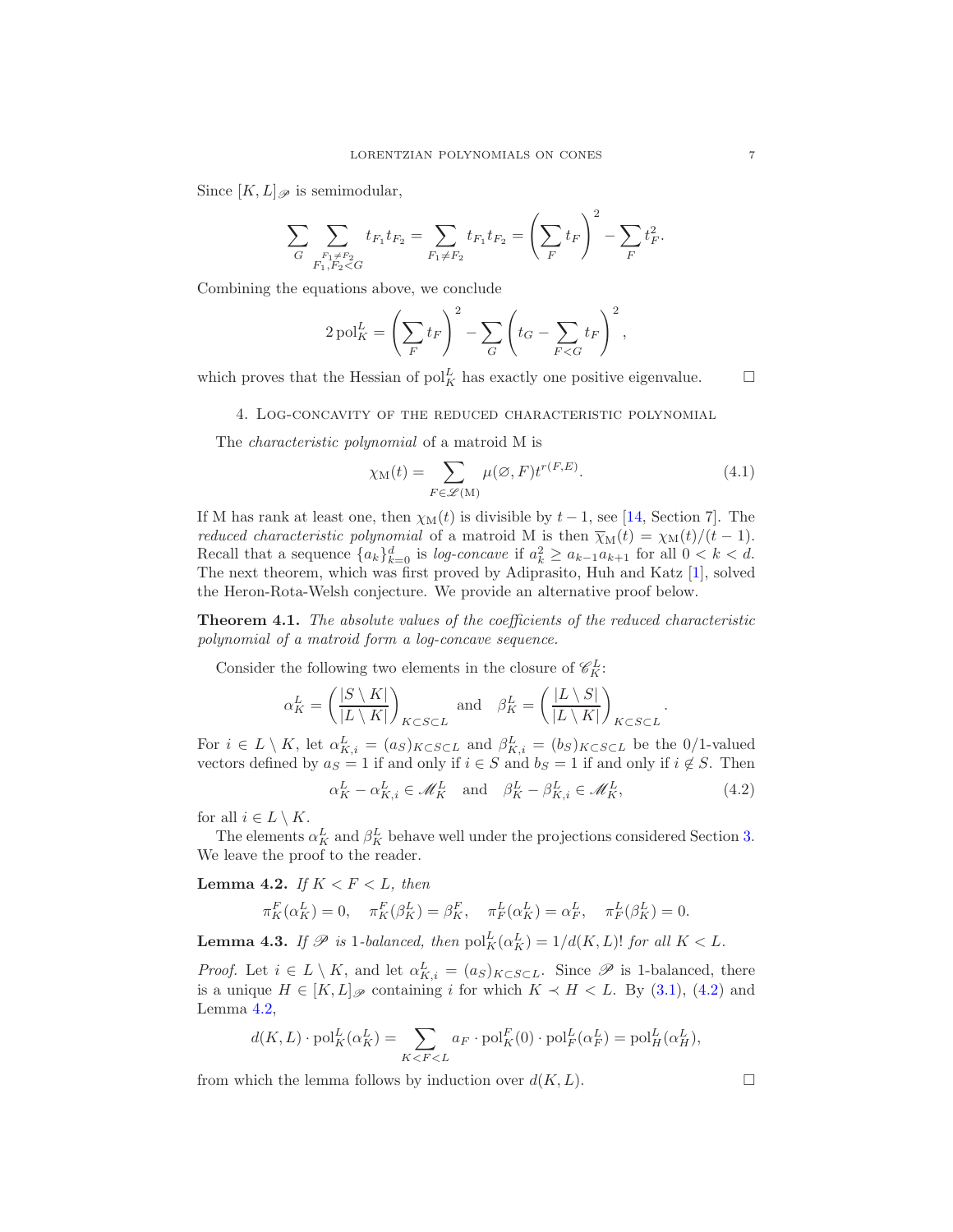Since $[K, L]_{\mathscr{P}}$ is semimodular,

$$\sum_G \sum_{\substack{F_1 \neq F_2 \\ F_1, F_2 < G}} t_{F_1} t_{F_2} = \sum_{F_1 \neq F_2} t_{F_1} t_{F_2} = \left( \sum_F t_F \right)^2 - \sum_F t_F^2.$$

Combining the equations above, we conclude

$$2 \operatorname{pol}_K^L = \left( \sum_F t_F \right)^2 - \sum_G \left( t_G - \sum_{F < G} t_F \right)^2,$$

which proves that the Hessian of $\operatorname{pol}_K^L$ has exactly one positive eigenvalue. $\square$

## 4. Log-concavity of the reduced characteristic polynomial

The *characteristic polynomial* of a matroid M is

$$\chi_{\mathrm{M}}(t) = \sum_{F \in \mathscr{L}(\mathrm{M})} \mu(\varnothing, F) t^{r(F, E)}. \tag{4.1}$$

If M has rank at least one, then $\chi_{\mathrm{M}}(t)$ is divisible by $t - 1$, see [14, Section 7]. The *reduced characteristic polynomial* of a matroid M is then $\overline{\chi}_{\mathrm{M}}(t) = \chi_{\mathrm{M}}(t)/(t-1)$. Recall that a sequence $\{a_k\}_{k=0}^d$ is *log-concave* if $a_k^2 \geq a_{k-1} a_{k+1}$ for all $0 < k < d$. The next theorem, which was first proved by Adiprasito, Huh and Katz [1], solved the Heron-Rota-Welsh conjecture. We provide an alternative proof below.

**Theorem 4.1.** *The absolute values of the coefficients of the reduced characteristic polynomial of a matroid form a log-concave sequence.*

Consider the following two elements in the closure of $\mathscr{C}_K^L$:

$$\alpha_K^L = \left( \frac{|S \setminus K|}{|L \setminus K|} \right)_{K \subset S \subset L} \quad \text{and} \quad \beta_K^L = \left( \frac{|L \setminus S|}{|L \setminus K|} \right)_{K \subset S \subset L}.$$

For $i \in L \setminus K$, let $\alpha_{K,i}^L = (a_S)_{K \subset S \subset L}$ and $\beta_{K,i}^L = (b_S)_{K \subset S \subset L}$ be the 0/1-valued vectors defined by $a_S = 1$ if and only if $i \in S$ and $b_S = 1$ if and only if $i \notin S$. Then

$$\alpha_K^L - \alpha_{K,i}^L \in \mathscr{M}_K^L \quad \text{and} \quad \beta_K^L - \beta_{K,i}^L \in \mathscr{M}_K^L, \tag{4.2}$$

for all $i \in L \setminus K$.

The elements $\alpha_K^L$ and $\beta_K^L$ behave well under the projections considered Section 3. We leave the proof to the reader.

**Lemma 4.2.** *If $K < F < L$, then*

$$\pi_K^F(\alpha_K^L) = 0, \quad \pi_K^F(\beta_K^L) = \beta_K^F, \quad \pi_F^L(\alpha_K^L) = \alpha_F^L, \quad \pi_F^L(\beta_K^L) = 0.$$

**Lemma 4.3.** *If $\mathscr{P}$ is 1-balanced, then $\operatorname{pol}_K^L(\alpha_K^L) = 1/d(K, L)!$ for all $K < L$.*

*Proof.* Let $i \in L \setminus K$, and let $\alpha_{K,i}^L = (a_S)_{K \subset S \subset L}$. Since $\mathscr{P}$ is 1-balanced, there is a unique $H \in [K, L]_{\mathscr{P}}$ containing $i$ for which $K \prec H < L$. By (3.1), (4.2) and Lemma 4.2,

$$d(K, L) \cdot \operatorname{pol}_K^L(\alpha_K^L) = \sum_{K < F < L} a_F \cdot \operatorname{pol}_K^F(0) \cdot \operatorname{pol}_F^L(\alpha_F^L) = \operatorname{pol}_H^L(\alpha_H^L),$$

from which the lemma follows by induction over $d(K, L)$. $\square$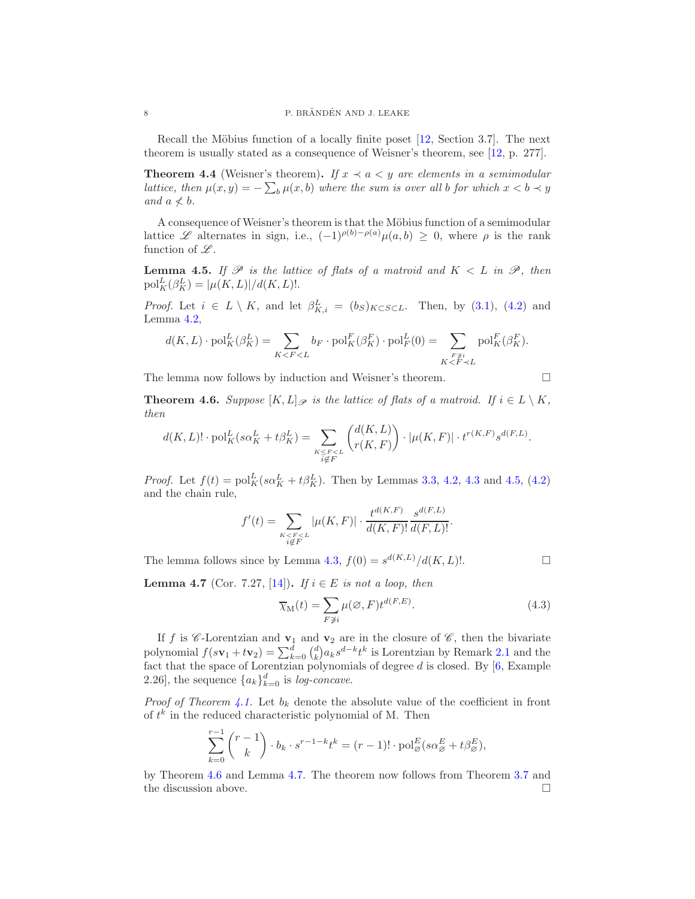Recall the Möbius function of a locally finite poset [12, Section 3.7]. The next theorem is usually stated as a consequence of Weisner's theorem, see [12, p. 277].

**Theorem 4.4** (Weisner's theorem)**.** *If $x \prec a < y$ are elements in a semimodular lattice, then $\mu(x,y) = -\sum_b \mu(x,b)$ where the sum is over all $b$ for which $x < b \prec y$ and $a \not< b$.*

A consequence of Weisner's theorem is that the Möbius function of a semimodular lattice $\mathscr{L}$ alternates in sign, i.e., $(-1)^{\rho(b)-\rho(a)}\mu(a,b) \geq 0$, where $\rho$ is the rank function of $\mathscr{L}$.

**Lemma 4.5.** *If $\mathscr{P}$ is the lattice of flats of a matroid and $K < L$ in $\mathscr{P}$, then $\mathrm{pol}_K^L(\beta_K^L) = |\mu(K,L)|/d(K,L)!$.*

*Proof.* Let $i \in L \setminus K$, and let $\beta_{K,i}^L = (b_S)_{K \subset S \subset L}$. Then, by (3.1), (4.2) and Lemma 4.2,

$$d(K,L) \cdot \mathrm{pol}_K^L(\beta_K^L) = \sum_{K<F<L} b_F \cdot \mathrm{pol}_K^F(\beta_K^F) \cdot \mathrm{pol}_F^L(0) = \sum_{\substack{F \not\ni i \\ K<F \prec L}} \mathrm{pol}_K^F(\beta_K^F).$$

The lemma now follows by induction and Weisner's theorem. □

**Theorem 4.6.** *Suppose $[K,L]_{\mathscr{P}}$ is the lattice of flats of a matroid. If $i \in L \setminus K$, then*

$$d(K,L)! \cdot \mathrm{pol}_K^L(s\alpha_K^L + t\beta_K^L) = \sum_{\substack{K \leq F < L \\ i \notin F}} \binom{d(K,L)}{r(K,F)} \cdot |\mu(K,F)| \cdot t^{r(K,F)} s^{d(F,L)}.$$

*Proof.* Let $f(t) = \mathrm{pol}_K^L(s\alpha_K^L + t\beta_K^L)$. Then by Lemmas 3.3, 4.2, 4.3 and 4.5, (4.2) and the chain rule,

$$f'(t) = \sum_{\substack{K<F<L \\ i \notin F}} |\mu(K,F)| \cdot \frac{t^{d(K,F)}}{d(K,F)!} \frac{s^{d(F,L)}}{d(F,L)!}.$$

The lemma follows since by Lemma 4.3, $f(0) = s^{d(K,L)}/d(K,L)!$. □

**Lemma 4.7** (Cor. 7.27, [14])**.** *If $i \in E$ is not a loop, then*

$$\overline{\chi}_{\mathrm{M}}(t) = \sum_{F \not\ni i} \mu(\varnothing, F) t^{d(F,E)}. \tag{4.3}$$

If $f$ is $\mathscr{C}$-Lorentzian and $\mathbf{v}_1$ and $\mathbf{v}_2$ are in the closure of $\mathscr{C}$, then the bivariate polynomial $f(s\mathbf{v}_1 + t\mathbf{v}_2) = \sum_{k=0}^d \binom{d}{k} a_k s^{d-k} t^k$ is Lorentzian by Remark 2.1 and the fact that the space of Lorentzian polynomials of degree $d$ is closed. By [6, Example 2.26], the sequence $\{a_k\}_{k=0}^d$ is *log-concave*.

*Proof of Theorem 4.1.* Let $b_k$ denote the absolute value of the coefficient in front of $t^k$ in the reduced characteristic polynomial of M. Then

$$\sum_{k=0}^{r-1} \binom{r-1}{k} \cdot b_k \cdot s^{r-1-k} t^k = (r-1)! \cdot \mathrm{pol}_\varnothing^E(s\alpha_\varnothing^E + t\beta_\varnothing^E),$$

by Theorem 4.6 and Lemma 4.7. The theorem now follows from Theorem 3.7 and the discussion above. □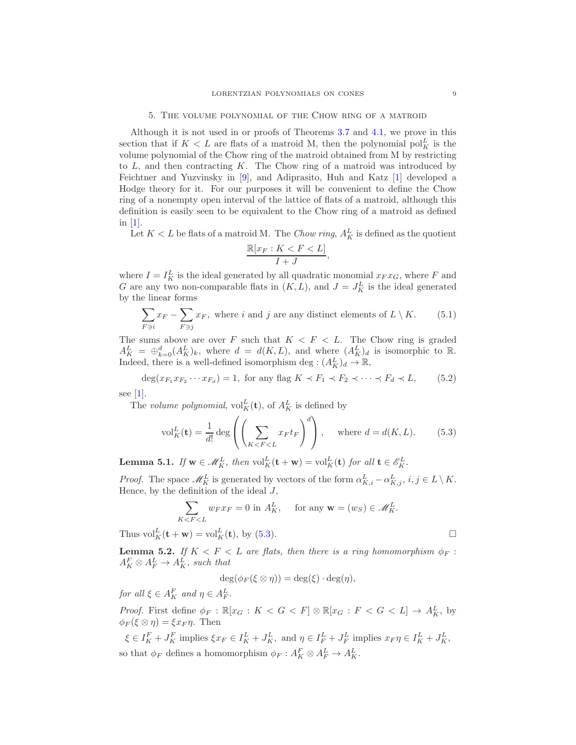## 5. The volume polynomial of the Chow ring of a matroid

Although it is not used in or proofs of Theorems 3.7 and 4.1, we prove in this section that if $K < L$ are flats of a matroid M, then the polynomial $\mathrm{pol}_K^L$ is the volume polynomial of the Chow ring of the matroid obtained from M by restricting to $L$, and then contracting $K$. The Chow ring of a matroid was introduced by Feichtner and Yuzvinsky in [9], and Adiprasito, Huh and Katz [1] developed a Hodge theory for it. For our purposes it will be convenient to define the Chow ring of a nonempty open interval of the lattice of flats of a matroid, although this definition is easily seen to be equivalent to the Chow ring of a matroid as defined in [1].

Let $K < L$ be flats of a matroid M. The *Chow ring*, $A_K^L$ is defined as the quotient

$$\frac{\mathbb{R}[x_F : K < F < L]}{I + J},$$

where $I = I_K^L$ is the ideal generated by all quadratic monomial $x_F x_G$, where $F$ and $G$ are any two non-comparable flats in $(K, L)$, and $J = J_K^L$ is the ideal generated by the linear forms

$$\sum_{F \ni i} x_F - \sum_{F \ni j} x_F, \text{ where } i \text{ and } j \text{ are any distinct elements of } L \setminus K. \tag{5.1}$$

The sums above are over $F$ such that $K < F < L$. The Chow ring is graded $A_K^L = \oplus_{k=0}^d (A_K^L)_k$, where $d = d(K, L)$, and where $(A_K^L)_d$ is isomorphic to $\mathbb{R}$. Indeed, there is a well-defined isomorphism $\deg : (A_K^L)_d \to \mathbb{R}$,

$$\deg(x_{F_1} x_{F_2} \cdots x_{F_d}) = 1, \text{ for any flag } K \prec F_1 \prec F_2 \prec \cdots \prec F_d \prec L, \tag{5.2}$$

see [1].

The *volume polynomial*, $\mathrm{vol}_K^L(\mathbf{t})$, of $A_K^L$ is defined by

$$\mathrm{vol}_K^L(\mathbf{t}) = \frac{1}{d!} \deg\left(\left(\sum_{K<F<L} x_F t_F\right)^d\right), \quad \text{ where } d = d(K, L). \tag{5.3}$$

**Lemma 5.1.** *If $\mathbf{w} \in \mathscr{M}_K^L$, then $\mathrm{vol}_K^L(\mathbf{t} + \mathbf{w}) = \mathrm{vol}_K^L(\mathbf{t})$ for all $\mathbf{t} \in \mathscr{E}_K^L$.*

*Proof.* The space $\mathscr{M}_K^L$ is generated by vectors of the form $\alpha_{K,i}^L - \alpha_{K,j}^L$, $i, j \in L \setminus K$. Hence, by the definition of the ideal $J$,

$$\sum_{K<F<L} w_F x_F = 0 \text{ in } A_K^L, \quad \text{ for any } \mathbf{w} = (w_S) \in \mathscr{M}_K^L.$$

Thus $\mathrm{vol}_K^L(\mathbf{t} + \mathbf{w}) = \mathrm{vol}_K^L(\mathbf{t})$, by (5.3). $\square$

**Lemma 5.2.** *If $K < F < L$ are flats, then there is a ring homomorphism $\phi_F : A_K^F \otimes A_F^L \to A_K^L$, such that*

$$\deg(\phi_F(\xi \otimes \eta)) = \deg(\xi) \cdot \deg(\eta),$$

*for all $\xi \in A_K^F$ and $\eta \in A_F^L$.*

*Proof.* First define $\phi_F : \mathbb{R}[x_G : K < G < F] \otimes \mathbb{R}[x_G : F < G < L] \to A_K^L$, by $\phi_F(\xi \otimes \eta) = \xi x_F \eta$. Then

$$\xi \in I_K^F + J_K^F \text{ implies } \xi x_F \in I_K^L + J_K^L, \text{ and } \eta \in I_F^L + J_F^L \text{ implies } x_F \eta \in I_K^L + J_K^L,$$

so that $\phi_F$ defines a homomorphism $\phi_F : A_K^F \otimes A_F^L \to A_K^L$.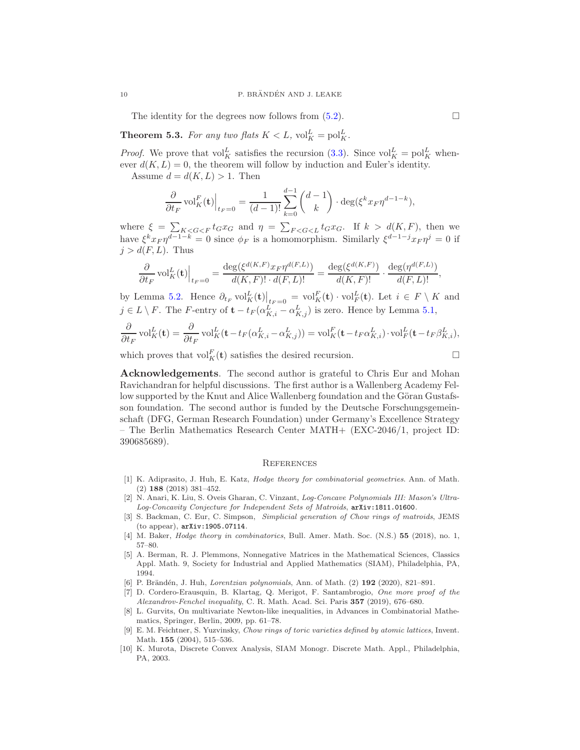The identity for the degrees now follows from (5.2). □

**Theorem 5.3.** *For any two flats $K < L$, $\mathrm{vol}_K^L = \mathrm{pol}_K^L$.*

*Proof.* We prove that $\mathrm{vol}_K^L$ satisfies the recursion (3.3). Since $\mathrm{vol}_K^L = \mathrm{pol}_K^L$ whenever $d(K,L) = 0$, the theorem will follow by induction and Euler's identity.

Assume $d = d(K,L) > 1$. Then

$$\frac{\partial}{\partial t_F} \mathrm{vol}_K^F(\mathbf{t})\Big|_{t_F=0} = \frac{1}{(d-1)!} \sum_{k=0}^{d-1} \binom{d-1}{k} \cdot \deg(\xi^k x_F \eta^{d-1-k}),$$

where $\xi = \sum_{K<G<F} t_G x_G$ and $\eta = \sum_{F<G<L} t_G x_G$. If $k > d(K,F)$, then we have $\xi^k x_F \eta^{d-1-k} = 0$ since $\phi_F$ is a homomorphism. Similarly $\xi^{d-1-j} x_F \eta^j = 0$ if $j > d(F,L)$. Thus

$$\frac{\partial}{\partial t_F} \mathrm{vol}_K^L(\mathbf{t})\Big|_{t_F=0} = \frac{\deg(\xi^{d(K,F)} x_F \eta^{d(F,L)})}{d(K,F)! \cdot d(F,L)!} = \frac{\deg(\xi^{d(K,F)})}{d(K,F)!} \cdot \frac{\deg(\eta^{d(F,L)})}{d(F,L)!},$$

by Lemma 5.2. Hence $\partial_{t_F} \mathrm{vol}_K^L(\mathbf{t})\big|_{t_F=0} = \mathrm{vol}_K^F(\mathbf{t}) \cdot \mathrm{vol}_F^L(\mathbf{t})$. Let $i \in F \setminus K$ and $j \in L \setminus F$. The $F$-entry of $\mathbf{t} - t_F(\alpha_{K,i}^L - \alpha_{K,j}^L)$ is zero. Hence by Lemma 5.1,

$$\frac{\partial}{\partial t_F} \mathrm{vol}_K^L(\mathbf{t}) = \frac{\partial}{\partial t_F} \mathrm{vol}_K^L(\mathbf{t} - t_F(\alpha_{K,i}^L - \alpha_{K,j}^L)) = \mathrm{vol}_K^F(\mathbf{t} - t_F \alpha_{K,i}^L) \cdot \mathrm{vol}_F^L(\mathbf{t} - t_F \beta_{K,i}^L),$$

which proves that $\mathrm{vol}_K^F(\mathbf{t})$ satisfies the desired recursion. □

**Acknowledgements**. The second author is grateful to Chris Eur and Mohan Ravichandran for helpful discussions. The first author is a Wallenberg Academy Fellow supported by the Knut and Alice Wallenberg foundation and the Göran Gustafsson foundation. The second author is funded by the Deutsche Forschungsgemeinschaft (DFG, German Research Foundation) under Germany's Excellence Strategy – The Berlin Mathematics Research Center MATH+ (EXC-2046/1, project ID: 390685689).

## References

[1] K. Adiprasito, J. Huh, E. Katz, *Hodge theory for combinatorial geometries*. Ann. of Math. (2) **188** (2018) 381–452.

[2] N. Anari, K. Liu, S. Oveis Gharan, C. Vinzant, *Log-Concave Polynomials III: Mason's Ultra-Log-Concavity Conjecture for Independent Sets of Matroids*, arXiv:1811.01600.

[3] S. Backman, C. Eur, C. Simpson, *Simplicial generation of Chow rings of matroids*, JEMS (to appear), arXiv:1905.07114.

[4] M. Baker, *Hodge theory in combinatorics*, Bull. Amer. Math. Soc. (N.S.) **55** (2018), no. 1, 57–80.

[5] A. Berman, R. J. Plemmons, Nonnegative Matrices in the Mathematical Sciences, Classics Appl. Math. 9, Society for Industrial and Applied Mathematics (SIAM), Philadelphia, PA, 1994.

[6] P. Brändén, J. Huh, *Lorentzian polynomials*, Ann. of Math. (2) **192** (2020), 821–891.

[7] D. Cordero-Erausquin, B. Klartag, Q. Merigot, F. Santambrogio, *One more proof of the Alexandrov-Fenchel inequality*, C. R. Math. Acad. Sci. Paris **357** (2019), 676–680.

[8] L. Gurvits, On multivariate Newton-like inequalities, in Advances in Combinatorial Mathematics, Springer, Berlin, 2009, pp. 61–78.

[9] E. M. Feichtner, S. Yuzvinsky, *Chow rings of toric varieties defined by atomic lattices*, Invent. Math. **155** (2004), 515–536.

[10] K. Murota, Discrete Convex Analysis, SIAM Monogr. Discrete Math. Appl., Philadelphia, PA, 2003.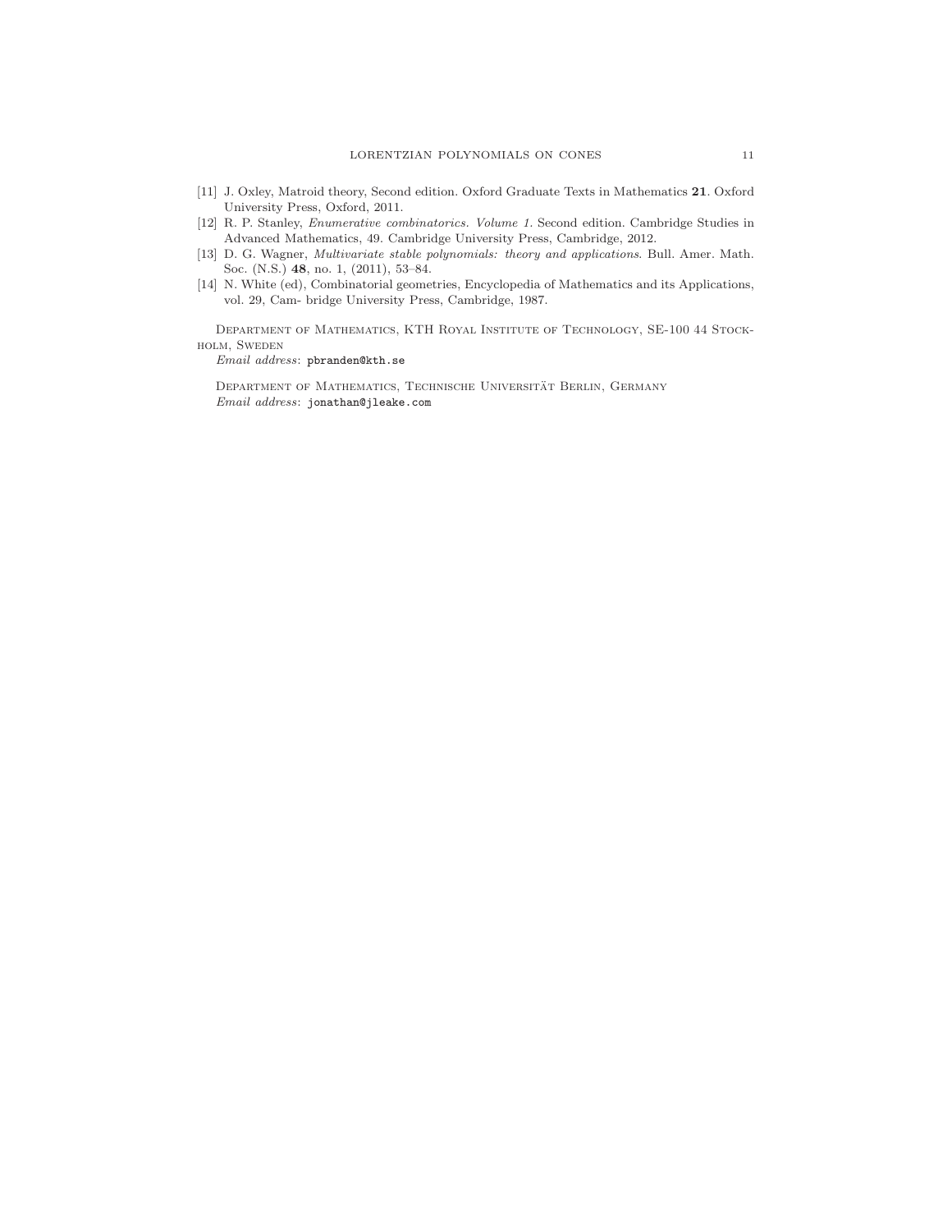[11] J. Oxley, Matroid theory, Second edition. Oxford Graduate Texts in Mathematics **21**. Oxford University Press, Oxford, 2011.

[12] R. P. Stanley, *Enumerative combinatorics. Volume 1*. Second edition. Cambridge Studies in Advanced Mathematics, 49. Cambridge University Press, Cambridge, 2012.

[13] D. G. Wagner, *Multivariate stable polynomials: theory and applications*. Bull. Amer. Math. Soc. (N.S.) **48**, no. 1, (2011), 53–84.

[14] N. White (ed), Combinatorial geometries, Encyclopedia of Mathematics and its Applications, vol. 29, Cam- bridge University Press, Cambridge, 1987.

Department of Mathematics, KTH Royal Institute of Technology, SE-100 44 Stockholm, Sweden

*Email address*: `pbranden@kth.se`

Department of Mathematics, Technische Universität Berlin, Germany

*Email address*: `jonathan@jleake.com`